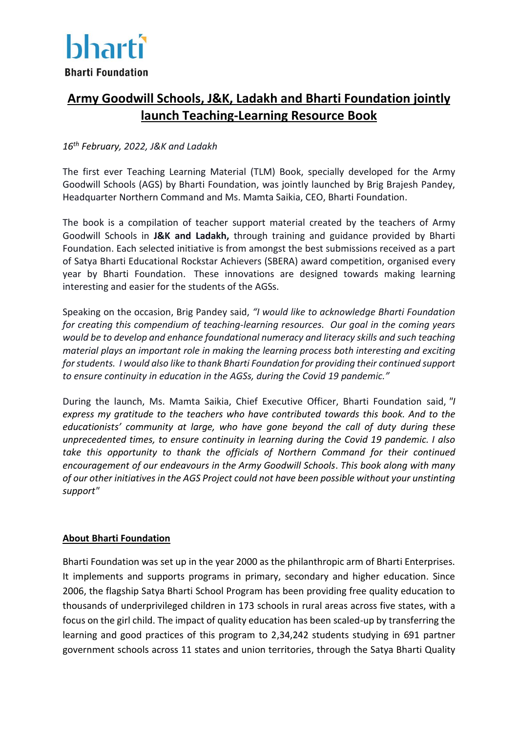bharti

**Bharti Foundation**

# Army Goodwill Schools, J&K, Ladakh and Bharti Foundation jointly launch Teaching-Learning Resource Book

*16th February, 2022, J&K and Ladakh*

The first ever Teaching Learning Material (TLM) Book, specially developed for the Army Goodwill Schools (AGS) by Bharti Foundation, was jointly launched by Brig Brajesh Pandey, Headquarter Northern Command and Ms. Mamta Saikia, CEO, Bharti Foundation.

The book is a compilation of teacher support material created by the teachers of Army Goodwill Schools in **J&K and Ladakh,** through training and guidance provided by Bharti Foundation. Each selected initiative is from amongst the best submissions received as a part of Satya Bharti Educational Rockstar Achievers (SBERA) award competition, organised every year by Bharti Foundation. These innovations are designed towards making learning interesting and easier for the students of the AGSs.

Speaking on the occasion, Brig Pandey said, *"I would like to acknowledge Bharti Foundation for creating this compendium of teaching-learning resources. Our goal in the coming years would be to develop and enhance foundational numeracy and literacy skills and such teaching material plays an important role in making the learning process both interesting and exciting for students. I would also like to thank Bharti Foundation for providing their continued support to ensure continuity in education in the AGSs, during the Covid 19 pandemic."*

During the launch, Ms. Mamta Saikia, Chief Executive Officer, Bharti Foundation said, *"I express my gratitude to the teachers who have contributed towards this book. And to the educationists' community at large, who have gone beyond the call of duty during these unprecedented times, to ensure continuity in learning during the Covid 19 pandemic. I also take this opportunity to thank the officials of Northern Command for their continued encouragement of our endeavours in the Army Goodwill Schools. This book along with many of our other initiatives in the AGS Project could not have been possible without your unstinting support"*

## About Bharti Foundation

Bharti Foundation was set up in the year 2000 as the philanthropic arm of Bharti Enterprises. It implements and supports programs in primary, secondary and higher education. Since 2006, the flagship Satya Bharti School Program has been providing free quality education to thousands of underprivileged children in 173 schools in rural areas across five states, with a focus on the girl child. The impact of quality education has been scaled-up by transferring the learning and good practices of this program to 2,34,242 students studying in 691 partner government schools across 11 states and union territories, through the Satya Bharti Quality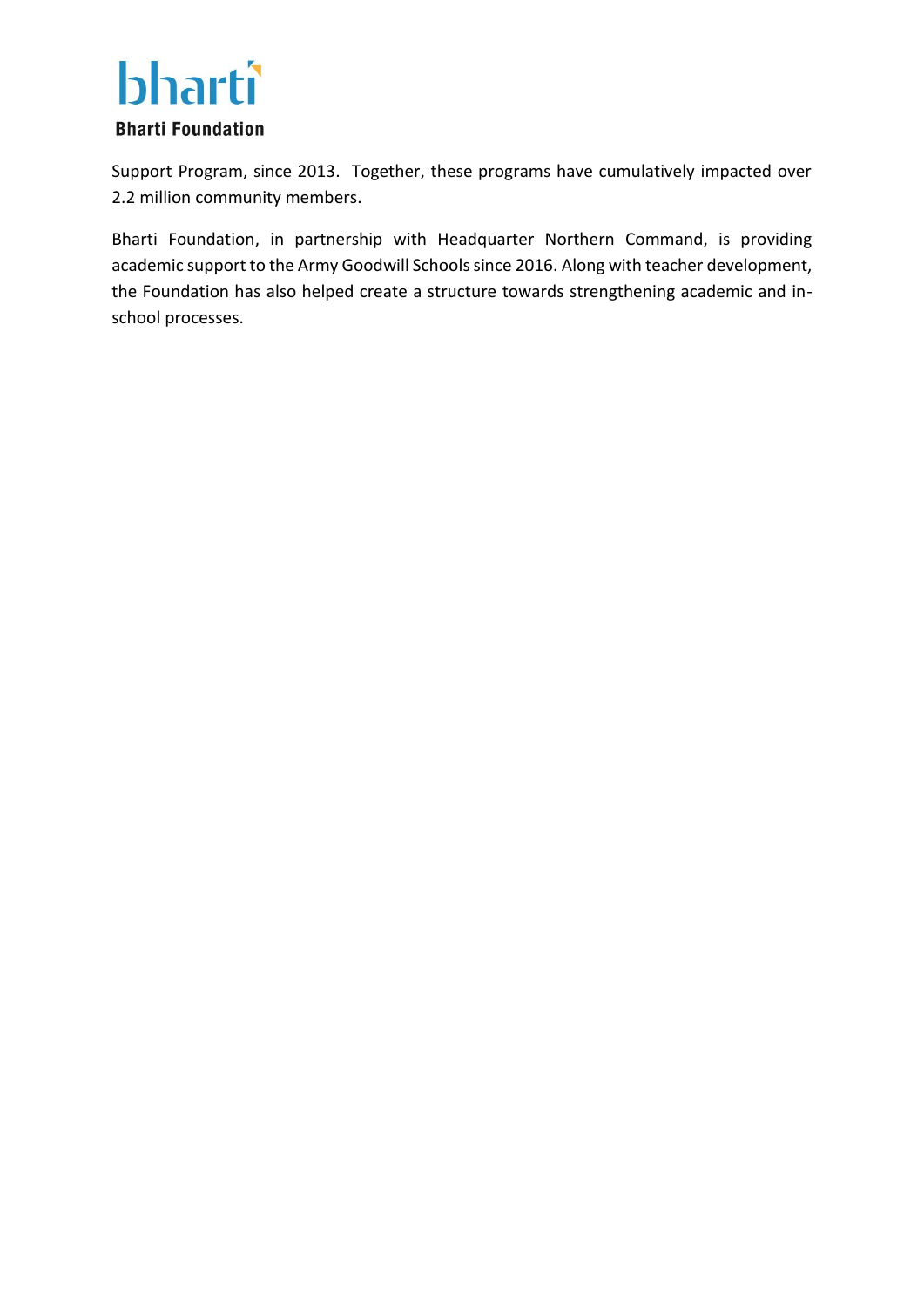Support Program, since 2013. Together, these programs have cumulatively impacted over 2.2 million community members.

Bharti Foundation, in partnership with Headquarter Northern Command, is providing academic support to the Army Goodwill Schools since 2016. Along with teacher development, the Foundation has also helped create a structure towards strengthening academic and in-school processes.